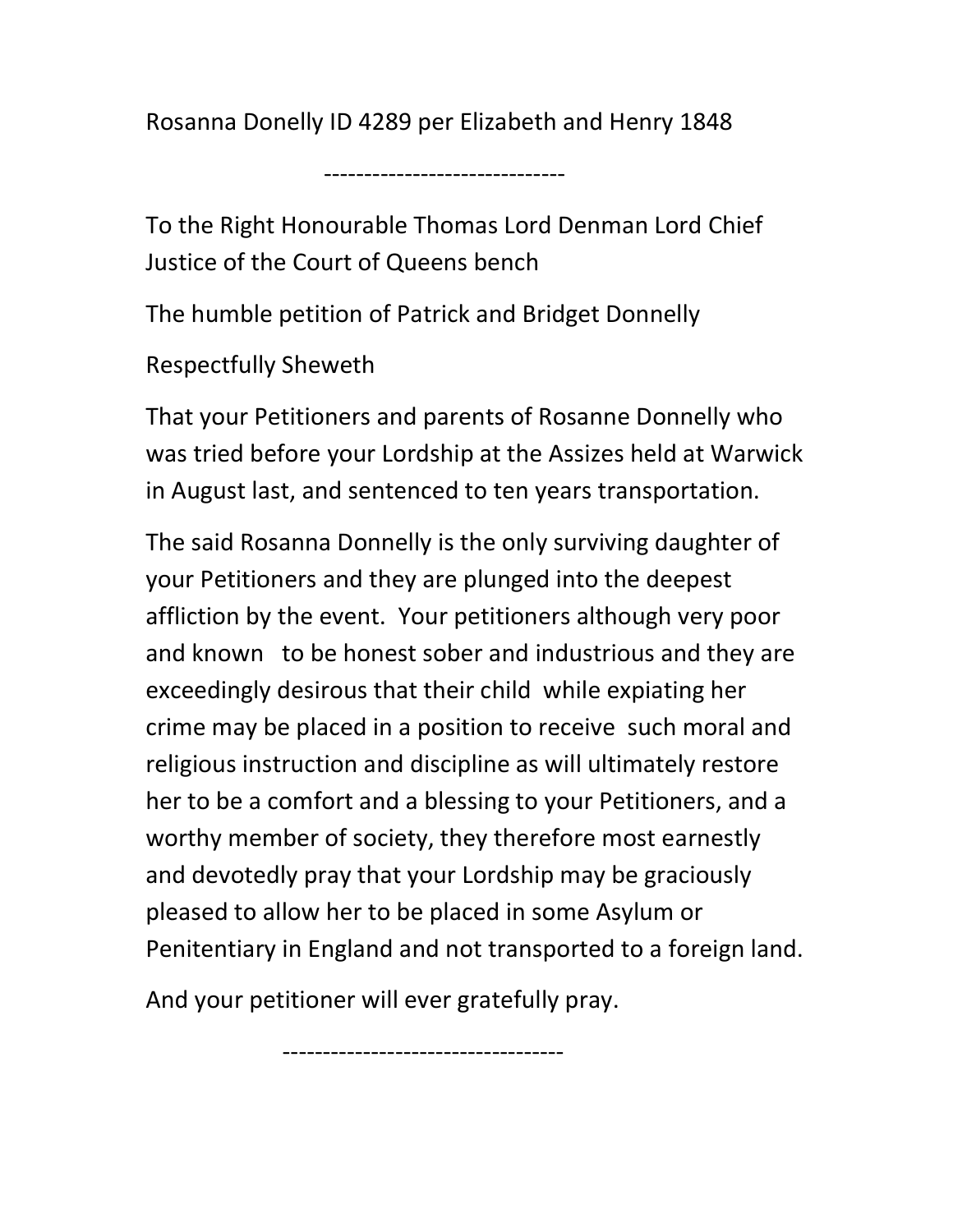Rosanna Donelly ID 4289 per Elizabeth and Henry 1848

------------------------------

To the Right Honourable Thomas Lord Denman Lord Chief Justice of the Court of Queens bench

The humble petition of Patrick and Bridget Donnelly

Respectfully Sheweth

That your Petitioners and parents of Rosanne Donnelly who was tried before your Lordship at the Assizes held at Warwick in August last, and sentenced to ten years transportation.

The said Rosanna Donnelly is the only surviving daughter of your Petitioners and they are plunged into the deepest affliction by the event. Your petitioners although very poor and known to be honest sober and industrious and they are exceedingly desirous that their child while expiating her crime may be placed in a position to receive such moral and religious instruction and discipline as will ultimately restore her to be a comfort and a blessing to your Petitioners, and a worthy member of society, they therefore most earnestly and devotedly pray that your Lordship may be graciously pleased to allow her to be placed in some Asylum or Penitentiary in England and not transported to a foreign land.

And your petitioner will ever gratefully pray.

----------------------------------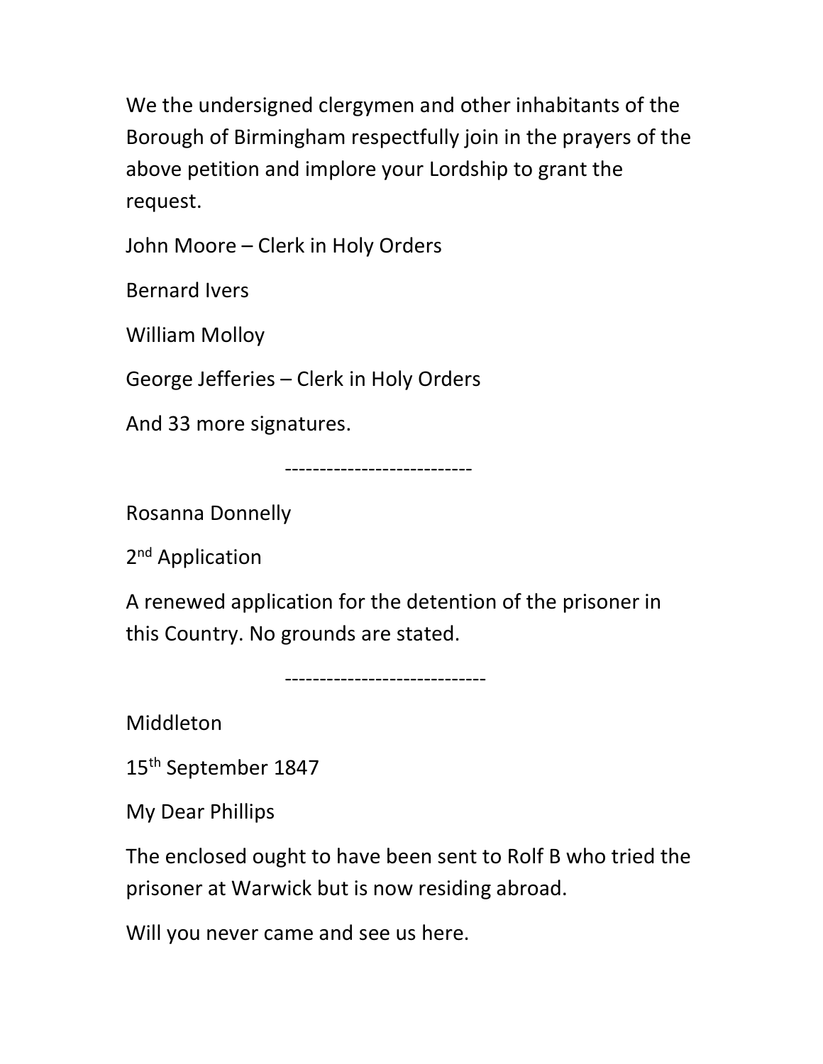We the undersigned clergymen and other inhabitants of the Borough of Birmingham respectfully join in the prayers of the above petition and implore your Lordship to grant the request.

John Moore – Clerk in Holy Orders

Bernard Ivers

William Molloy

George Jefferies – Clerk in Holy Orders

And 33 more signatures.

---------------------------

Rosanna Donnelly

2nd Application

A renewed application for the detention of the prisoner in this Country. No grounds are stated.

-----------------------------

Middleton

15th September 1847

My Dear Phillips

The enclosed ought to have been sent to Rolf B who tried the prisoner at Warwick but is now residing abroad.

Will you never came and see us here.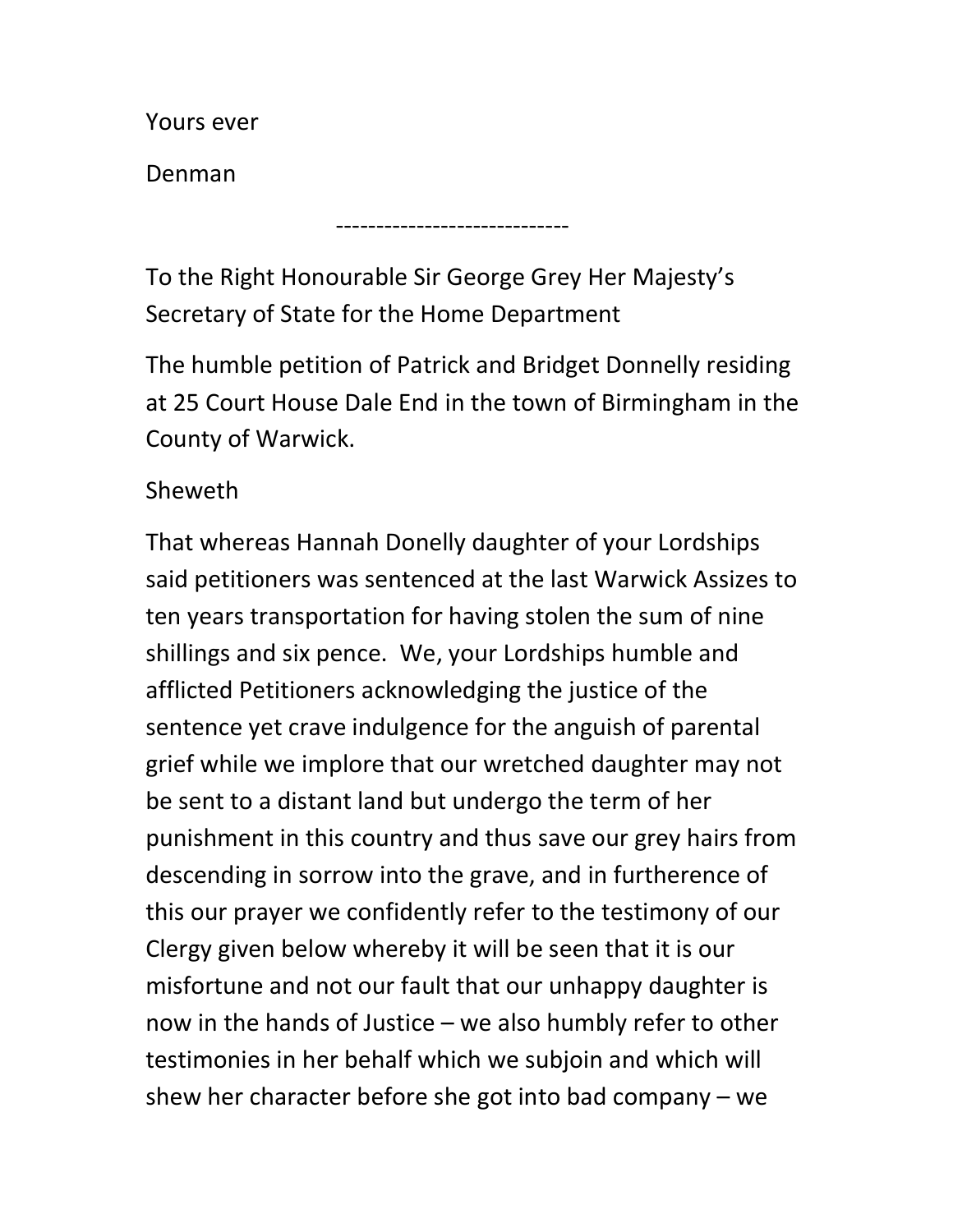Yours ever

Denman

-----------------------------

To the Right Honourable Sir George Grey Her Majesty's Secretary of State for the Home Department

The humble petition of Patrick and Bridget Donnelly residing at 25 Court House Dale End in the town of Birmingham in the County of Warwick.

Sheweth

That whereas Hannah Donelly daughter of your Lordships said petitioners was sentenced at the last Warwick Assizes to ten years transportation for having stolen the sum of nine shillings and six pence. We, your Lordships humble and afflicted Petitioners acknowledging the justice of the sentence yet crave indulgence for the anguish of parental grief while we implore that our wretched daughter may not be sent to a distant land but undergo the term of her punishment in this country and thus save our grey hairs from descending in sorrow into the grave, and in furtherence of this our prayer we confidently refer to the testimony of our Clergy given below whereby it will be seen that it is our misfortune and not our fault that our unhappy daughter is now in the hands of Justice – we also humbly refer to other testimonies in her behalf which we subjoin and which will shew her character before she got into bad company – we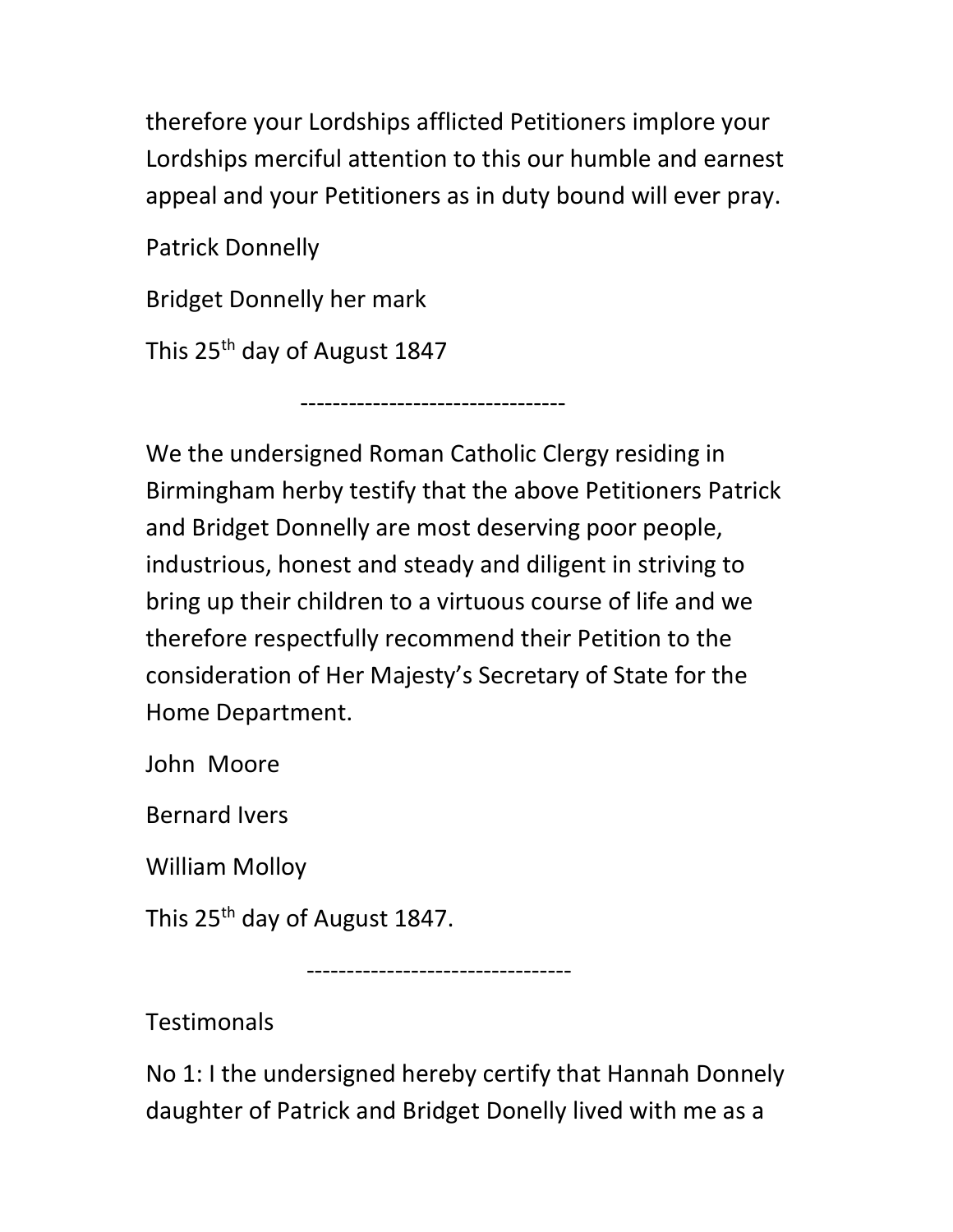therefore your Lordships afflicted Petitioners implore your Lordships merciful attention to this our humble and earnest appeal and your Petitioners as in duty bound will ever pray.

Patrick Donnelly

Bridget Donnelly her mark

This 25th day of August 1847

---------------------------------

We the undersigned Roman Catholic Clergy residing in Birmingham herby testify that the above Petitioners Patrick and Bridget Donnelly are most deserving poor people, industrious, honest and steady and diligent in striving to bring up their children to a virtuous course of life and we therefore respectfully recommend their Petition to the consideration of Her Majesty's Secretary of State for the Home Department.

John Moore

Bernard Ivers

William Molloy

This 25th day of August 1847.

---------------------------------

Testimonals

No 1: I the undersigned hereby certify that Hannah Donnely daughter of Patrick and Bridget Donelly lived with me as a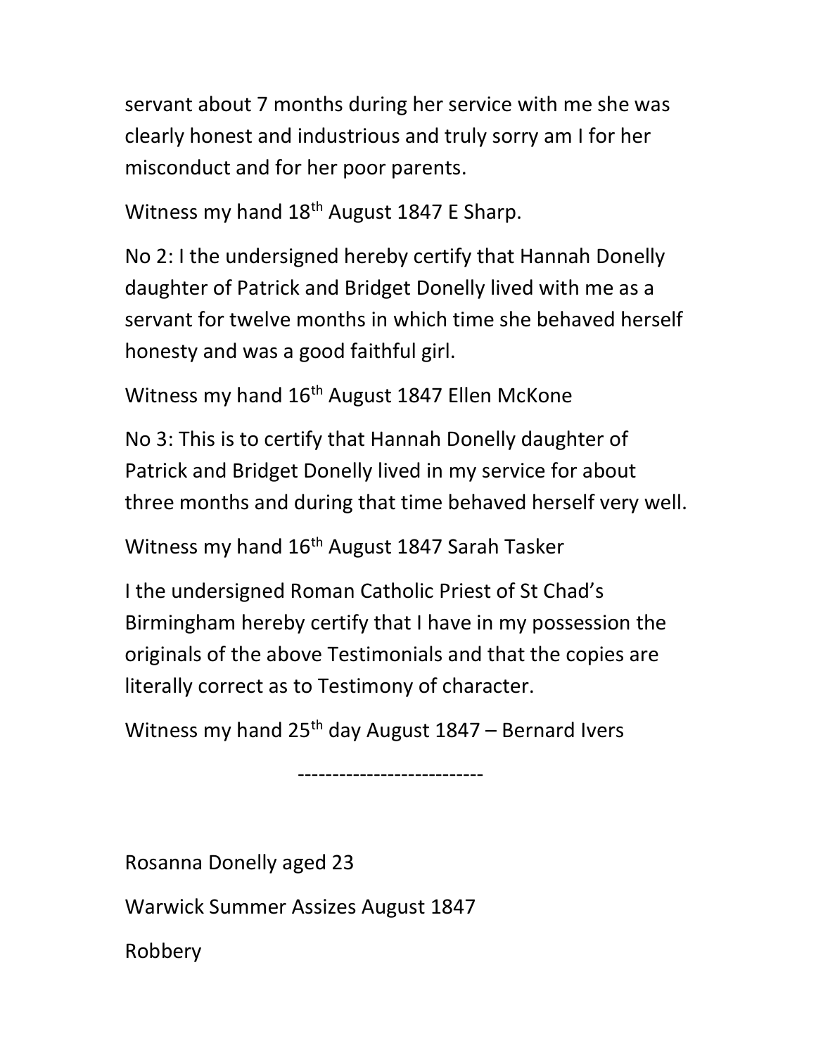servant about 7 months during her service with me she was clearly honest and industrious and truly sorry am I for her misconduct and for her poor parents.

Witness my hand 18th August 1847 E Sharp.

No 2: I the undersigned hereby certify that Hannah Donelly daughter of Patrick and Bridget Donelly lived with me as a servant for twelve months in which time she behaved herself honesty and was a good faithful girl.

Witness my hand 16th August 1847 Ellen McKone

No 3: This is to certify that Hannah Donelly daughter of Patrick and Bridget Donelly lived in my service for about three months and during that time behaved herself very well.

Witness my hand 16th August 1847 Sarah Tasker

I the undersigned Roman Catholic Priest of St Chad's Birmingham hereby certify that I have in my possession the originals of the above Testimonials and that the copies are literally correct as to Testimony of character.

Witness my hand 25th day August 1847 – Bernard Ivers

---------------------------

Rosanna Donelly aged 23

Warwick Summer Assizes August 1847

Robbery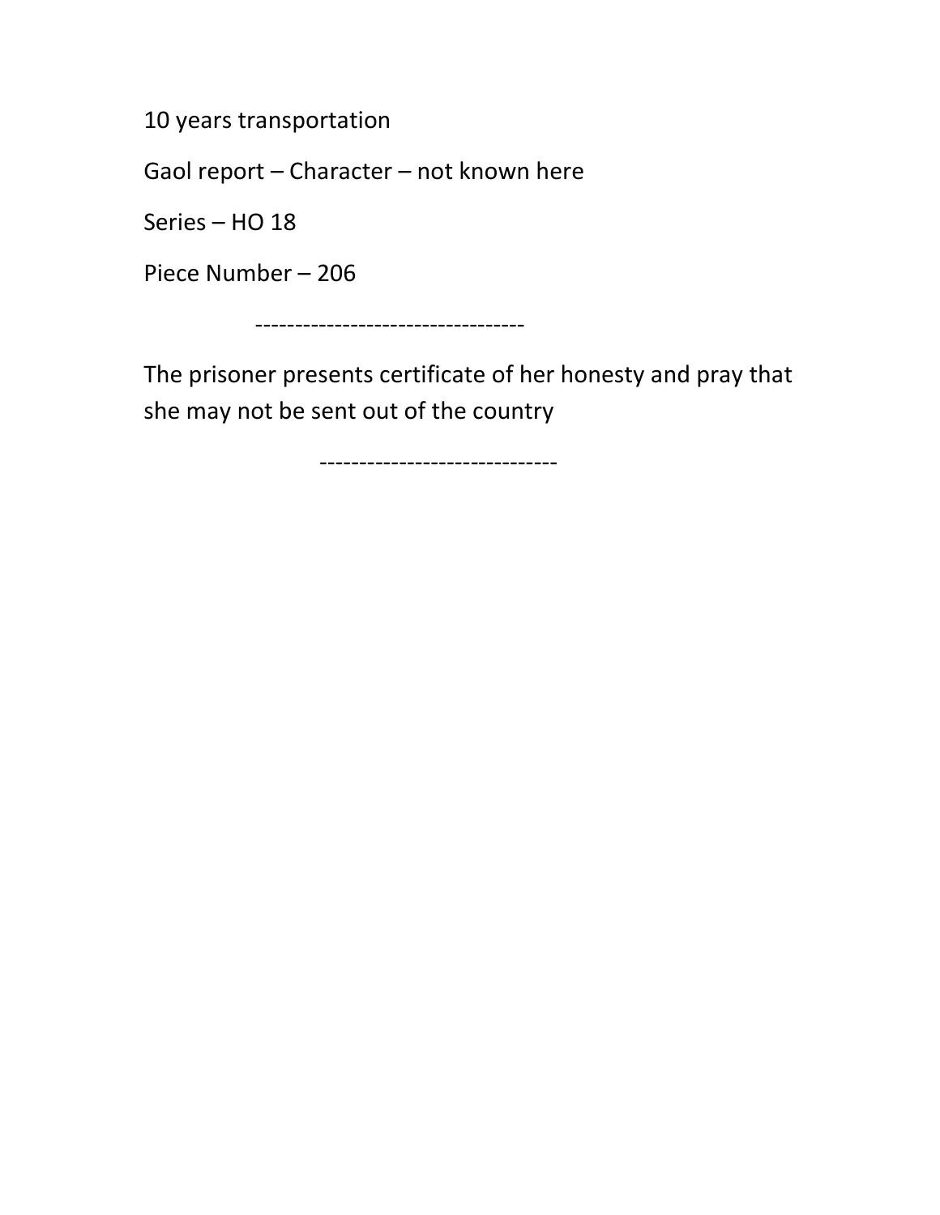10 years transportation

Gaol report – Character – not known here

Series – HO 18

Piece Number – 206

----------------------------------

The prisoner presents certificate of her honesty and pray that she may not be sent out of the country

------------------------------